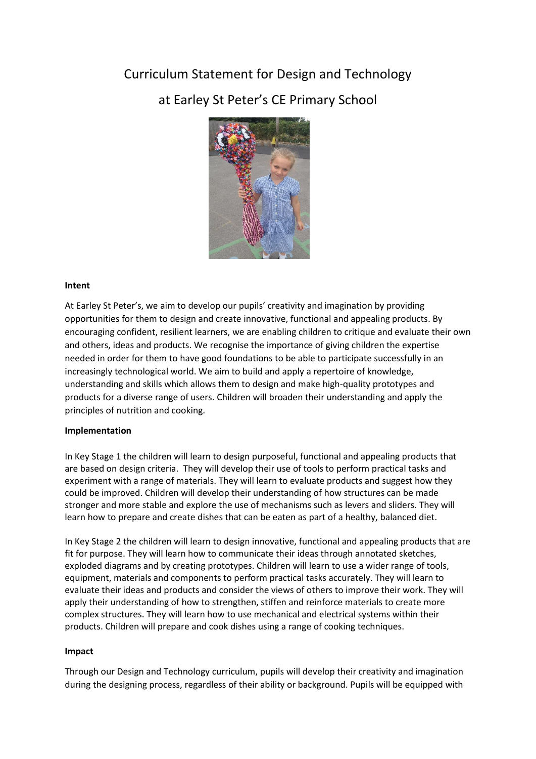# Curriculum Statement for Design and Technology

# at Earley St Peter's CE Primary School

**Intent**

At Earley St Peter's, we aim to develop our pupils' creativity and imagination by providing opportunities for them to design and create innovative, functional and appealing products. By encouraging confident, resilient learners, we are enabling children to critique and evaluate their own and others, ideas and products. We recognise the importance of giving children the expertise needed in order for them to have good foundations to be able to participate successfully in an increasingly technological world. We aim to build and apply a repertoire of knowledge, understanding and skills which allows them to design and make high-quality prototypes and products for a diverse range of users. Children will broaden their understanding and apply the principles of nutrition and cooking.

**Implementation**

In Key Stage 1 the children will learn to design purposeful, functional and appealing products that are based on design criteria. They will develop their use of tools to perform practical tasks and experiment with a range of materials. They will learn to evaluate products and suggest how they could be improved. Children will develop their understanding of how structures can be made stronger and more stable and explore the use of mechanisms such as levers and sliders. They will learn how to prepare and create dishes that can be eaten as part of a healthy, balanced diet.

In Key Stage 2 the children will learn to design innovative, functional and appealing products that are fit for purpose. They will learn how to communicate their ideas through annotated sketches, exploded diagrams and by creating prototypes. Children will learn to use a wider range of tools, equipment, materials and components to perform practical tasks accurately. They will learn to evaluate their ideas and products and consider the views of others to improve their work. They will apply their understanding of how to strengthen, stiffen and reinforce materials to create more complex structures. They will learn how to use mechanical and electrical systems within their products. Children will prepare and cook dishes using a range of cooking techniques.

**Impact**

Through our Design and Technology curriculum, pupils will develop their creativity and imagination during the designing process, regardless of their ability or background. Pupils will be equipped with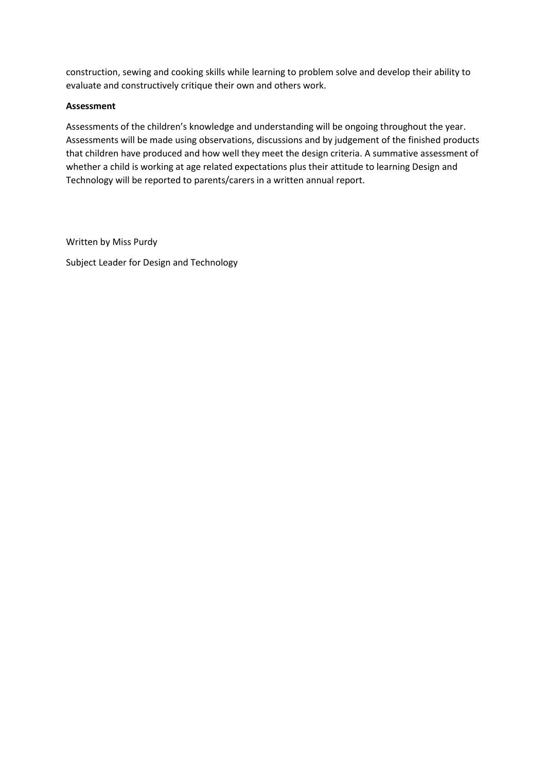construction, sewing and cooking skills while learning to problem solve and develop their ability to evaluate and constructively critique their own and others work.

**Assessment**

Assessments of the children's knowledge and understanding will be ongoing throughout the year. Assessments will be made using observations, discussions and by judgement of the finished products that children have produced and how well they meet the design criteria. A summative assessment of whether a child is working at age related expectations plus their attitude to learning Design and Technology will be reported to parents/carers in a written annual report.

Written by Miss Purdy

Subject Leader for Design and Technology